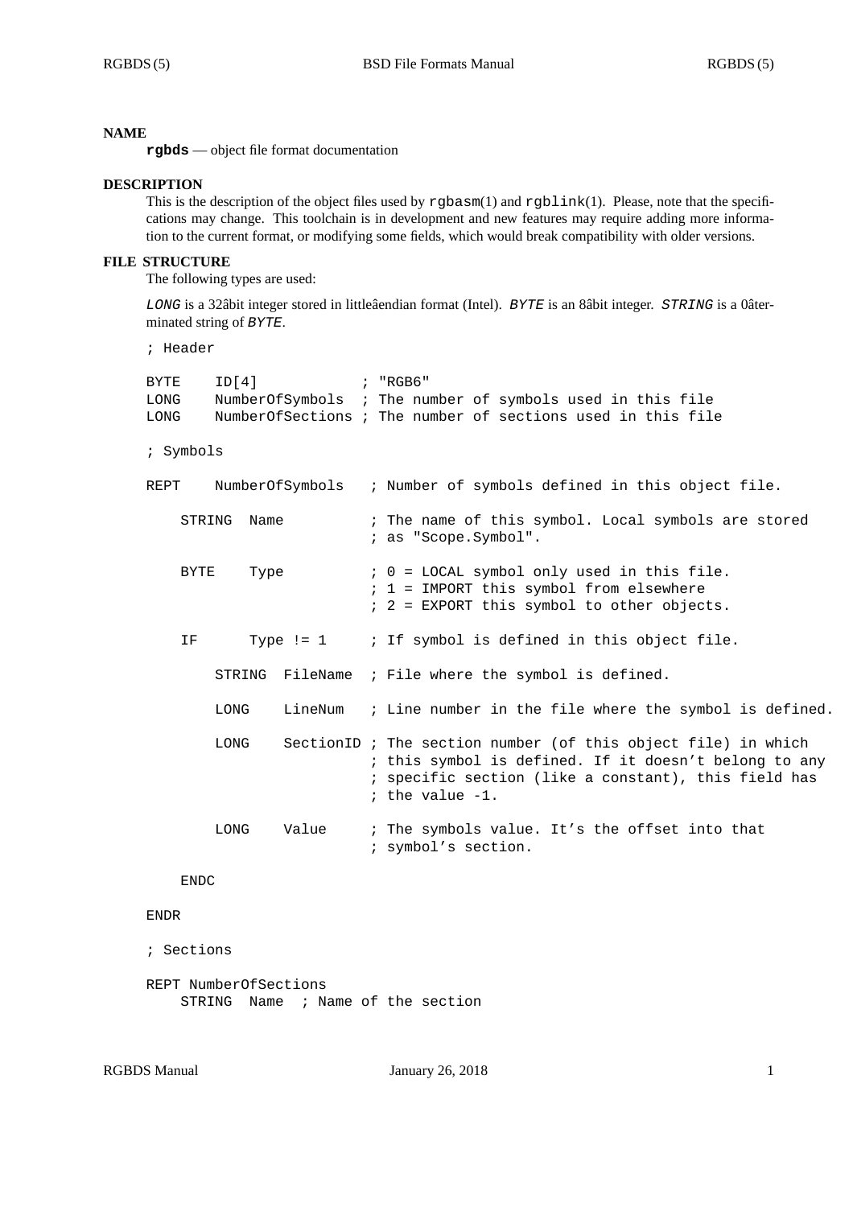## NAME

**rgbds** — object file format documentation

## DESCRIPTION

This is the description of the object files used by `rgbasm`(1) and `rgblink`(1). Please, note that the specifications may change. This toolchain is in development and new features may require adding more information to the current format, or modifying some fields, which would break compatibility with older versions.

## FILE STRUCTURE

The following types are used:

*LONG* is a 32âbit integer stored in littleâendian format (Intel). *BYTE* is an 8âbit integer. *STRING* is a 0âterminated string of *BYTE*.

```
; Header

BYTE    ID[4]            ; "RGB6"
LONG    NumberOfSymbols  ; The number of symbols used in this file
LONG    NumberOfSections ; The number of sections used in this file

; Symbols

REPT    NumberOfSymbols   ; Number of symbols defined in this object file.

    STRING  Name          ; The name of this symbol. Local symbols are stored
                          ; as "Scope.Symbol".

    BYTE    Type          ; 0 = LOCAL symbol only used in this file.
                          ; 1 = IMPORT this symbol from elsewhere
                          ; 2 = EXPORT this symbol to other objects.

    IF      Type != 1     ; If symbol is defined in this object file.

        STRING  FileName  ; File where the symbol is defined.

        LONG    LineNum   ; Line number in the file where the symbol is defined.

        LONG    SectionID ; The section number (of this object file) in which
                          ; this symbol is defined. If it doesn't belong to any
                          ; specific section (like a constant), this field has
                          ; the value -1.

        LONG    Value     ; The symbols value. It's the offset into that
                          ; symbol's section.

    ENDC

ENDR

; Sections

REPT NumberOfSections
    STRING  Name  ; Name of the section
```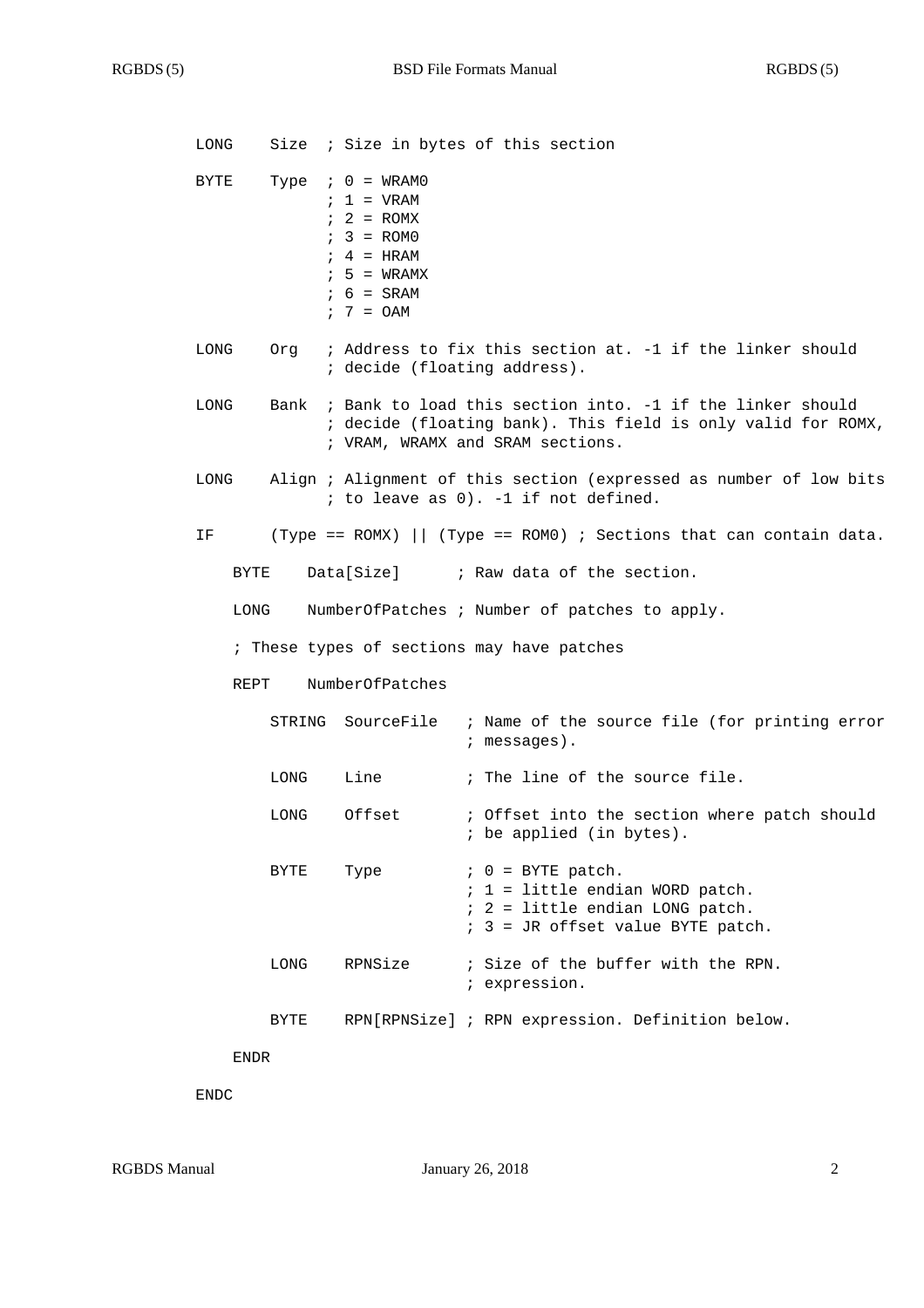```
LONG    Size  ; Size in bytes of this section

BYTE    Type  ; 0 = WRAM0
              ; 1 = VRAM
              ; 2 = ROMX
              ; 3 = ROM0
              ; 4 = HRAM
              ; 5 = WRAMX
              ; 6 = SRAM
              ; 7 = OAM

LONG    Org   ; Address to fix this section at. -1 if the linker should
              ; decide (floating address).

LONG    Bank  ; Bank to load this section into. -1 if the linker should
              ; decide (floating bank). This field is only valid for ROMX,
              ; VRAM, WRAMX and SRAM sections.

LONG    Align ; Alignment of this section (expressed as number of low bits
              ; to leave as 0). -1 if not defined.

IF      (Type == ROMX) || (Type == ROM0) ; Sections that can contain data.

    BYTE    Data[Size]      ; Raw data of the section.

    LONG    NumberOfPatches ; Number of patches to apply.

    ; These types of sections may have patches

    REPT    NumberOfPatches

        STRING  SourceFile   ; Name of the source file (for printing error
                             ; messages).

        LONG    Line         ; The line of the source file.

        LONG    Offset       ; Offset into the section where patch should
                             ; be applied (in bytes).

        BYTE    Type         ; 0 = BYTE patch.
                             ; 1 = little endian WORD patch.
                             ; 2 = little endian LONG patch.
                             ; 3 = JR offset value BYTE patch.

        LONG    RPNSize      ; Size of the buffer with the RPN.
                             ; expression.

        BYTE    RPN[RPNSize] ; RPN expression. Definition below.

    ENDR

ENDC
```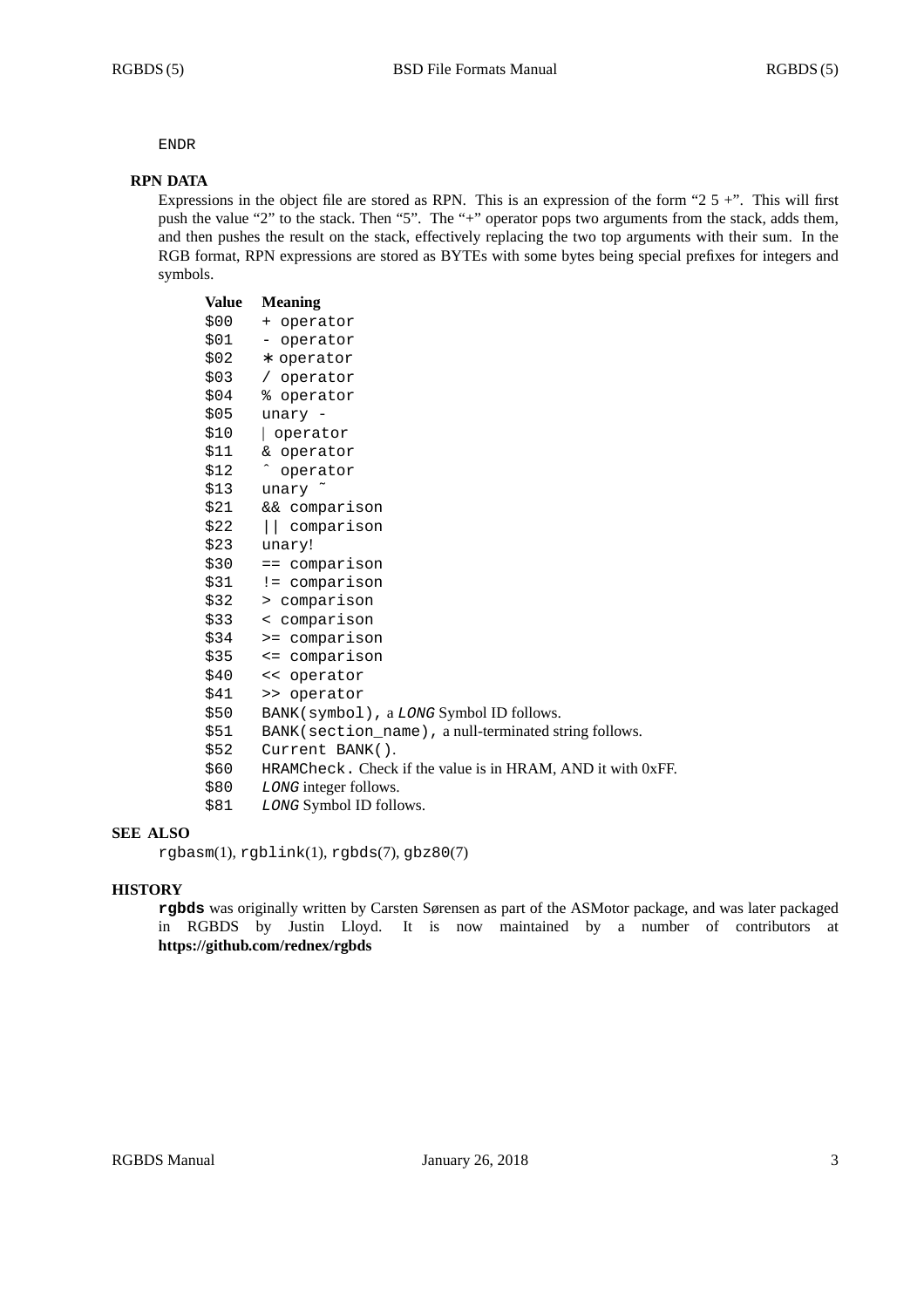```
ENDR
```

### RPN DATA

Expressions in the object file are stored as RPN. This is an expression of the form “2 5 +”. This will first push the value “2” to the stack. Then “5”. The “+” operator pops two arguments from the stack, adds them, and then pushes the result on the stack, effectively replacing the two top arguments with their sum. In the RGB format, RPN expressions are stored as BYTEs with some bytes being special prefixes for integers and symbols.

| Value | Meaning |
|---|---|
| `$00` | `+ operator` |
| `$01` | `- operator` |
| `$02` | `* operator` |
| `$03` | `/ operator` |
| `$04` | `% operator` |
| `$05` | `unary -` |
| `$10` | `\| operator` |
| `$11` | `& operator` |
| `$12` | `^ operator` |
| `$13` | `unary ~` |
| `$21` | `&& comparison` |
| `$22` | `\|\| comparison` |
| `$23` | `unary!` |
| `$30` | `== comparison` |
| `$31` | `!= comparison` |
| `$32` | `> comparison` |
| `$33` | `< comparison` |
| `$34` | `>= comparison` |
| `$35` | `<= comparison` |
| `$40` | `<< operator` |
| `$41` | `>> operator` |
| `$50` | `BANK(symbol),` a *LONG* Symbol ID follows. |
| `$51` | `BANK(section_name),` a null-terminated string follows. |
| `$52` | `Current BANK()`. |
| `$60` | `HRAMCheck.` Check if the value is in HRAM, AND it with 0xFF. |
| `$80` | *LONG* integer follows. |
| `$81` | *LONG* Symbol ID follows. |

## SEE ALSO

rgbasm(1), rgblink(1), rgbds(7), gbz80(7)

## HISTORY

**rgbds** was originally written by Carsten Sørensen as part of the ASMotor package, and was later packaged in RGBDS by Justin Lloyd. It is now maintained by a number of contributors at **https://github.com/rednex/rgbds**